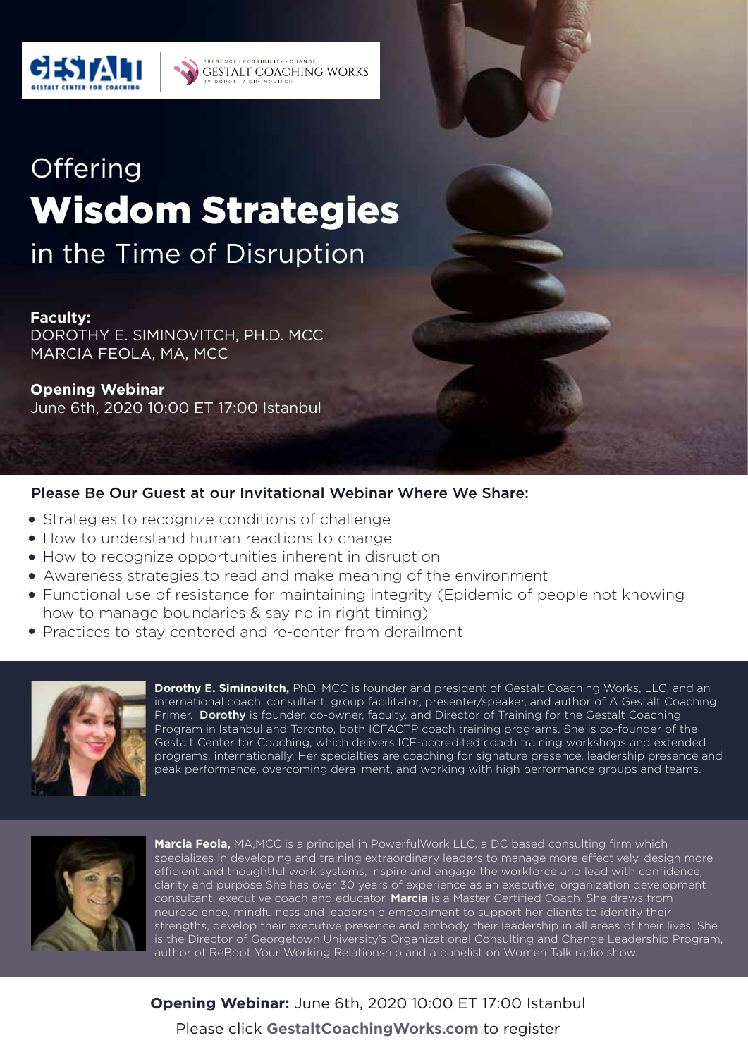GESTALT
GESTALT CENTER FOR COACHING

PRESENCE • POSSIBILITY • CHANGE
GESTALT COACHING WORKS
BY DOROTHY SIMINOVITCH

Offering

# Wisdom Strategies

in the Time of Disruption

**Faculty:**
DOROTHY E. SIMINOVITCH, PH.D. MCC
MARCIA FEOLA, MA, MCC

**Opening Webinar**
June 6th, 2020 10:00 ET 17:00 Istanbul

## Please Be Our Guest at our Invitational Webinar Where We Share:

- Strategies to recognize conditions of challenge
- How to understand human reactions to change
- How to recognize opportunities inherent in disruption
- Awareness strategies to read and make meaning of the environment
- Functional use of resistance for maintaining integrity (Epidemic of people not knowing how to manage boundaries & say no in right timing)
- Practices to stay centered and re-center from derailment

**Dorothy E. Siminovitch,** PhD, MCC is founder and president of Gestalt Coaching Works, LLC, and an international coach, consultant, group facilitator, presenter/speaker, and author of A Gestalt Coaching Primer. **Dorothy** is founder, co-owner, faculty, and Director of Training for the Gestalt Coaching Program in Istanbul and Toronto, both ICFACTP coach training programs. She is co-founder of the Gestalt Center for Coaching, which delivers ICF-accredited coach training workshops and extended programs, internationally. Her specialties are coaching for signature presence, leadership presence and peak performance, overcoming derailment, and working with high performance groups and teams.

**Marcia Feola,** MA,MCC is a principal in PowerfulWork LLC, a DC based consulting firm which specializes in developing and training extraordinary leaders to manage more effectively, design more efficient and thoughtful work systems, inspire and engage the workforce and lead with confidence, clarity and purpose She has over 30 years of experience as an executive, organization development consultant, executive coach and educator. **Marcia** is a Master Certified Coach. She draws from neuroscience, mindfulness and leadership embodiment to support her clients to identify their strengths, develop their executive presence and embody their leadership in all areas of their lives. She is the Director of Georgetown University's Organizational Consulting and Change Leadership Program, author of ReBoot Your Working Relationship and a panelist on Women Talk radio show.

**Opening Webinar:** June 6th, 2020 10:00 ET 17:00 Istanbul

Please click **GestaltCoachingWorks.com** to register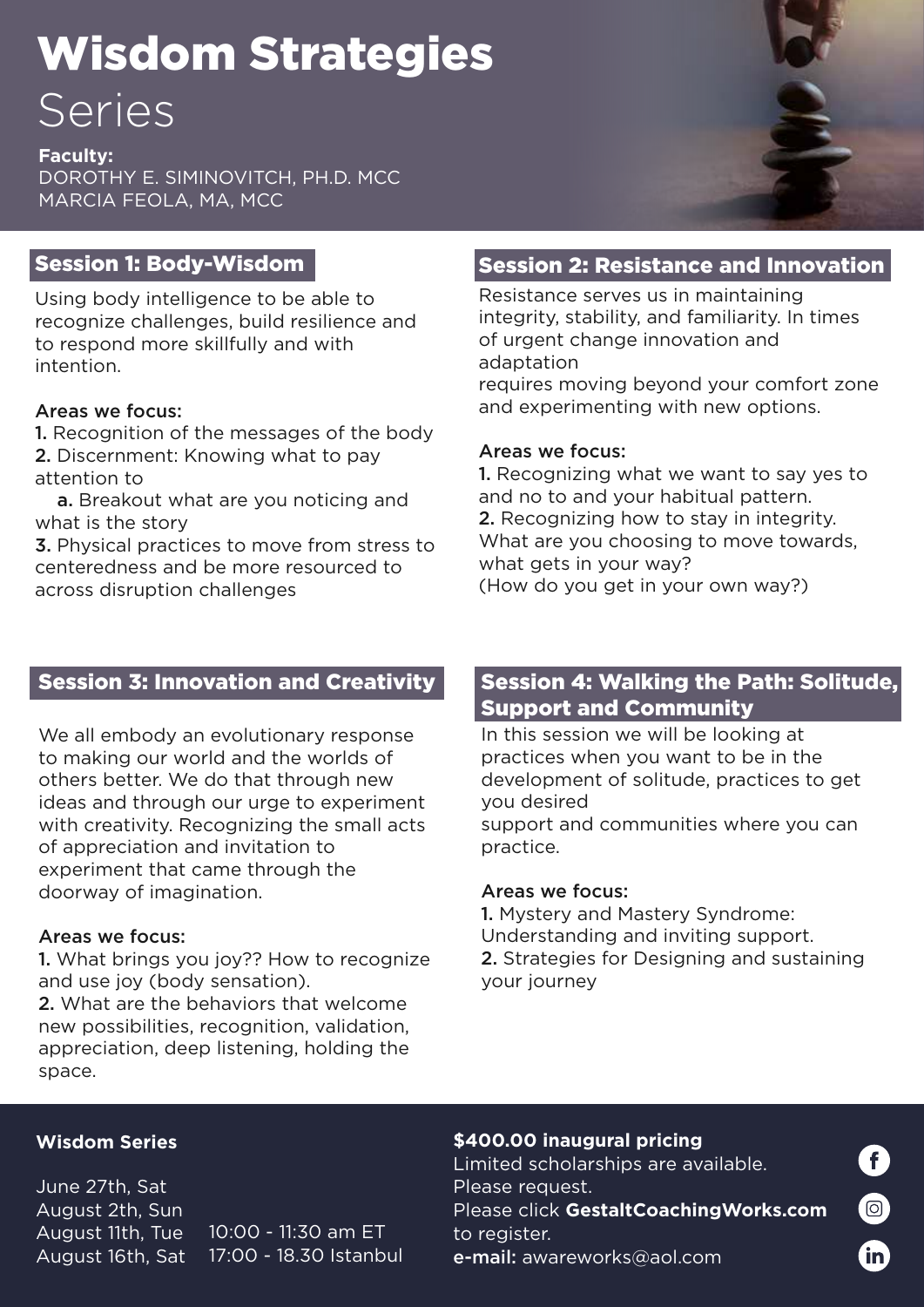# Wisdom Strategies Series

**Faculty:**
DOROTHY E. SIMINOVITCH, PH.D. MCC
MARCIA FEOLA, MA, MCC

## Session 1: Body-Wisdom

Using body intelligence to be able to recognize challenges, build resilience and to respond more skillfully and with intention.

Areas we focus:

1. Recognition of the messages of the body
2. Discernment: Knowing what to pay attention to
   a. Breakout what are you noticing and what is the story
3. Physical practices to move from stress to centeredness and be more resourced to across disruption challenges

## Session 2: Resistance and Innovation

Resistance serves us in maintaining integrity, stability, and familiarity. In times of urgent change innovation and adaptation
requires moving beyond your comfort zone and experimenting with new options.

Areas we focus:

1. Recognizing what we want to say yes to and no to and your habitual pattern.
2. Recognizing how to stay in integrity. What are you choosing to move towards, what gets in your way?
(How do you get in your own way?)

## Session 3: Innovation and Creativity

We all embody an evolutionary response to making our world and the worlds of others better. We do that through new ideas and through our urge to experiment with creativity. Recognizing the small acts of appreciation and invitation to experiment that came through the doorway of imagination.

Areas we focus:

1. What brings you joy?? How to recognize and use joy (body sensation).
2. What are the behaviors that welcome new possibilities, recognition, validation, appreciation, deep listening, holding the space.

## Session 4: Walking the Path: Solitude, Support and Community

In this session we will be looking at practices when you want to be in the development of solitude, practices to get you desired
support and communities where you can practice.

Areas we focus:

1. Mystery and Mastery Syndrome: Understanding and inviting support.
2. Strategies for Designing and sustaining your journey

**Wisdom Series**

June 27th, Sat
August 2th, Sun
August 11th, Tue
August 16th, Sat

10:00 - 11:30 am ET
17:00 - 18.30 Istanbul

**$400.00 inaugural pricing**
Limited scholarships are available.
Please request.
Please click **GestaltCoachingWorks.com** to register.
**e-mail:** awareworks@aol.com